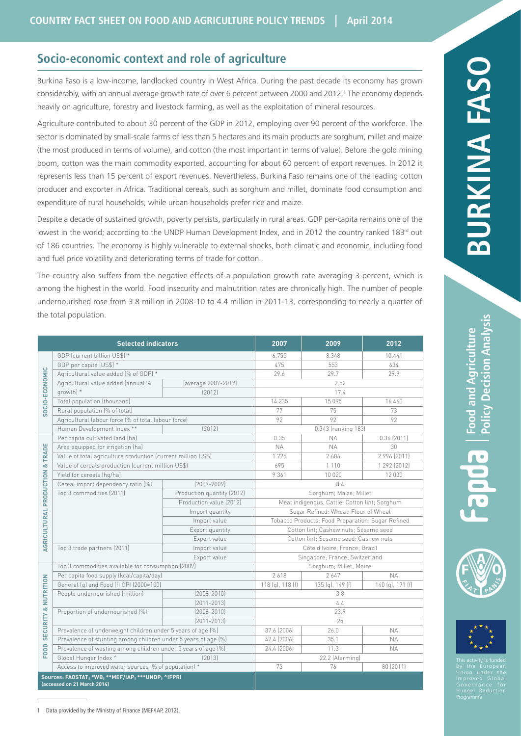# BURKINA FASO

COUNTRY FACT SHEET ON FOOD AND AGRICULTURE POLICY TRENDS | April 2014

## Socio-economic context and role of agriculture

Burkina Faso is a low-income, landlocked country in West Africa. During the past decade its economy has grown considerably, with an annual average growth rate of over 6 percent between 2000 and 2012.[1] The economy depends heavily on agriculture, forestry and livestock farming, as well as the exploitation of mineral resources.

Agriculture contributed to about 30 percent of the GDP in 2012, employing over 90 percent of the workforce. The sector is dominated by small-scale farms of less than 5 hectares and its main products are sorghum, millet and maize (the most produced in terms of volume), and cotton (the most important in terms of value). Before the gold mining boom, cotton was the main commodity exported, accounting for about 60 percent of export revenues. In 2012 it represents less than 15 percent of export revenues. Nevertheless, Burkina Faso remains one of the leading cotton producer and exporter in Africa. Traditional cereals, such as sorghum and millet, dominate food consumption and expenditure of rural households, while urban households prefer rice and maize.

Despite a decade of sustained growth, poverty persists, particularly in rural areas. GDP per-capita remains one of the lowest in the world; according to the UNDP Human Development Index, and in 2012 the country ranked 183rd out of 186 countries. The economy is highly vulnerable to external shocks, both climatic and economic, including food and fuel price volatility and deteriorating terms of trade for cotton.

The country also suffers from the negative effects of a population growth rate averaging 3 percent, which is among the highest in the world. Food insecurity and malnutrition rates are chronically high. The number of people undernourished rose from 3.8 million in 2008-10 to 4.4 million in 2011-13, corresponding to nearly a quarter of the total population.

| | Selected indicators | | 2007 | 2009 | 2012 |
|---|---|---|---|---|---|
| SOCIO-ECONOMIC | GDP (current billion US$) * | | 6.755 | 8.348 | 10.441 |
| | GDP per capita (US$) * | | 475 | 553 | 634 |
| | Agricultural value added (% of GDP) * | | 29.6 | 29.7 | 29.9 |
| | Agricultural value added (annual % growth) * | (average 2007-2012) | 2.52 | | |
| | | (2012) | 17.4 | | |
| | Total population (thousand) | | 14 235 | 15 095 | 16 460 |
| | Rural population (% of total) | | 77 | 75 | 73 |
| | Agricultural labour force (% of total labour force) | | 92 | 92 | 92 |
| | Human Development Index ** | (2012) | 0.343 (ranking 183) | | |
| AGRICULTURAL PRODUCTION & TRADE | Per capita cultivated land (ha) | | 0.35 | NA | 0.36 (2011) |
| | Area equipped for irrigation (ha) | | NA | NA | 30 |
| | Value of total agriculture production (current million US$) | | 1 725 | 2 606 | 2 996 (2011) |
| | Value of cereals production (current million US$) | | 695 | 1 110 | 1 292 (2012) |
| | Yield for cereals (hg/ha) | | 9 361 | 10 020 | 12 030 |
| | Cereal import dependency ratio (%) | (2007-2009) | 8.4 | | |
| | Top 3 commodities (2011) | Production quantity (2012) | Sorghum; Maize; Millet | | |
| | | Production value (2012) | Meat indigenous, Cattle; Cotton lint; Sorghum | | |
| | | Import quantity | Sugar Refined; Wheat; Flour of Wheat | | |
| | | Import value | Tobacco Products; Food Preparation; Sugar Refined | | |
| | | Export quantity | Cotton lint; Cashew nuts; Sesame seed | | |
| | | Export value | Cotton lint; Sesame seed; Cashew nuts | | |
| | Top 3 trade partners (2011) | Import value | Côte d'Ivoire; France; Brazil | | |
| | | Export value | Singapore; France; Switzerland | | |
| FOOD SECURITY & NUTRITION | Top 3 commodities available for consumption (2009) | | Sorghum; Millet; Maize | | |
| | Per capita food supply (kcal/capita/day) | | 2 618 | 2 647 | NA |
| | General (g) and Food (f) CPI (2000=100) | | 118 (g), 118 (f) | 135 (g), 149 (f) | 140 (g), 171 (f) |
| | People undernourished (million) | (2008-2010) | 3.8 | | |
| | | (2011-2013) | 4.4 | | |
| | Proportion of undernourished (%) | (2008-2010) | 23.9 | | |
| | | (2011-2013) | 25 | | |
| | Prevalence of underweight children under 5 years of age (%) | | 37.6 (2006) | 26.0 | NA |
| | Prevalence of stunting among children under 5 years of age (%) | | 42.4 (2006) | 35.1 | NA |
| | Prevalence of wasting among children under 5 years of age (%) | | 24.4 (2006) | 11.3 | NA |
| | Global Hunger Index ^ | (2013) | 22.2 (Alarming) | | |
| | Access to improved water sources (% of population) * | | 73 | 76 | 80 (2011) |

Sources: FAOSTAT; *WB; **MEF/IAP; ***UNDP; ^IFPRI (accessed on 21 March 2014)

[1] Data provided by the Ministry of Finance (MEF/IAP, 2012).

Fapda | Food and Agriculture Policy Decision Analysis

This activity is funded by the European Union under the Improved Global Governance for Hunger Reduction Programme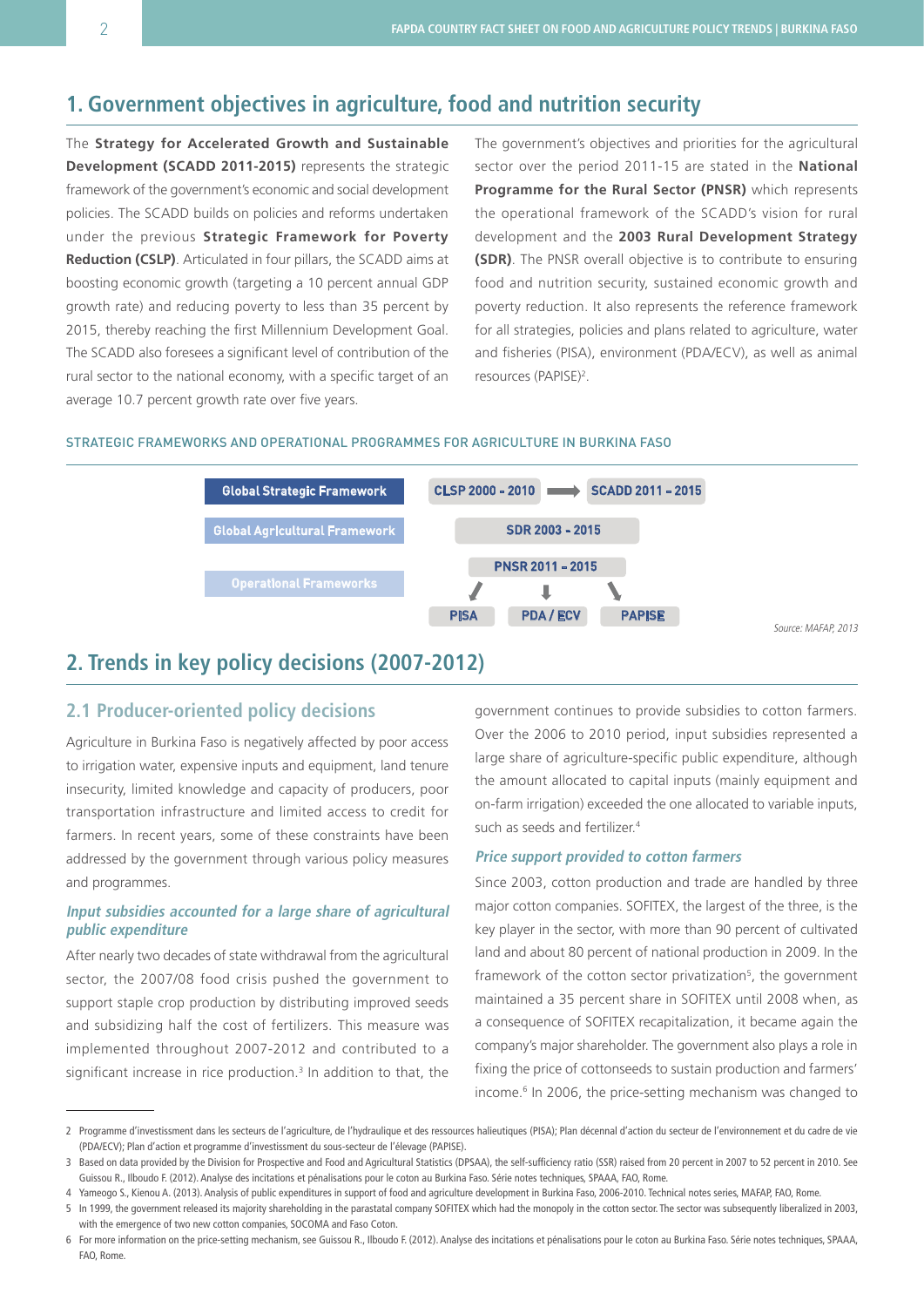## 1. Government objectives in agriculture, food and nutrition security

The **Strategy for Accelerated Growth and Sustainable Development (SCADD 2011-2015)** represents the strategic framework of the government's economic and social development policies. The SCADD builds on policies and reforms undertaken under the previous **Strategic Framework for Poverty Reduction (CSLP)**. Articulated in four pillars, the SCADD aims at boosting economic growth (targeting a 10 percent annual GDP growth rate) and reducing poverty to less than 35 percent by 2015, thereby reaching the first Millennium Development Goal. The SCADD also foresees a significant level of contribution of the rural sector to the national economy, with a specific target of an average 10.7 percent growth rate over five years.

The government's objectives and priorities for the agricultural sector over the period 2011-15 are stated in the **National Programme for the Rural Sector (PNSR)** which represents the operational framework of the SCADD's vision for rural development and the **2003 Rural Development Strategy (SDR)**. The PNSR overall objective is to contribute to ensuring food and nutrition security, sustained economic growth and poverty reduction. It also represents the reference framework for all strategies, policies and plans related to agriculture, water and fisheries (PISA), environment (PDA/ECV), as well as animal resources (PAPISE)[2].

STRATEGIC FRAMEWORKS AND OPERATIONAL PROGRAMMES FOR AGRICULTURE IN BURKINA FASO

| | | | |
|---|---|---|---|
| Global Strategic Framework | CLSP 2000 - 2010 → SCADD 2011 - 2015 | | |
| Global Agricultural Framework | SDR 2003 - 2015 | | |
| | PNSR 2011 - 2015 | | |
| Operational Frameworks | PISA | PDA / ECV | PAPISE |

Source: MAFAP, 2013

## 2. Trends in key policy decisions (2007-2012)

### 2.1 Producer-oriented policy decisions

Agriculture in Burkina Faso is negatively affected by poor access to irrigation water, expensive inputs and equipment, land tenure insecurity, limited knowledge and capacity of producers, poor transportation infrastructure and limited access to credit for farmers. In recent years, some of these constraints have been addressed by the government through various policy measures and programmes.

#### *Input subsidies accounted for a large share of agricultural public expenditure*

After nearly two decades of state withdrawal from the agricultural sector, the 2007/08 food crisis pushed the government to support staple crop production by distributing improved seeds and subsidizing half the cost of fertilizers. This measure was implemented throughout 2007-2012 and contributed to a significant increase in rice production.[3] In addition to that, the government continues to provide subsidies to cotton farmers. Over the 2006 to 2010 period, input subsidies represented a large share of agriculture-specific public expenditure, although the amount allocated to capital inputs (mainly equipment and on-farm irrigation) exceeded the one allocated to variable inputs, such as seeds and fertilizer.[4]

#### *Price support provided to cotton farmers*

Since 2003, cotton production and trade are handled by three major cotton companies. SOFITEX, the largest of the three, is the key player in the sector, with more than 90 percent of cultivated land and about 80 percent of national production in 2009. In the framework of the cotton sector privatization[5], the government maintained a 35 percent share in SOFITEX until 2008 when, as a consequence of SOFITEX recapitalization, it became again the company's major shareholder. The government also plays a role in fixing the price of cottonseeds to sustain production and farmers' income.[6] In 2006, the price-setting mechanism was changed to

---

2 Programme d'investissement dans les secteurs de l'agriculture, de l'hydraulique et des ressources halieutiques (PISA); Plan décennal d'action du secteur de l'environnement et du cadre de vie (PDA/ECV); Plan d'action et programme d'investissement du sous-secteur de l'élevage (PAPISE).

3 Based on data provided by the Division for Prospective and Food and Agricultural Statistics (DPSAA), the self-sufficiency ratio (SSR) raised from 20 percent in 2007 to 52 percent in 2010. See Guissou R., Ilboudo F. (2012). Analyse des incitations et pénalisations pour le coton au Burkina Faso. Série notes techniques, SPAAA, FAO, Rome.

4 Yameogo S., Kienou A. (2013). Analysis of public expenditures in support of food and agriculture development in Burkina Faso, 2006-2010. Technical notes series, MAFAP, FAO, Rome.

5 In 1999, the government released its majority shareholding in the parastatal company SOFITEX which had the monopoly in the cotton sector. The sector was subsequently liberalized in 2003, with the emergence of two new cotton companies, SOCOMA and Faso Coton.

6 For more information on the price-setting mechanism, see Guissou R., Ilboudo F. (2012). Analyse des incitations et pénalisations pour le coton au Burkina Faso. Série notes techniques, SPAAA, FAO, Rome.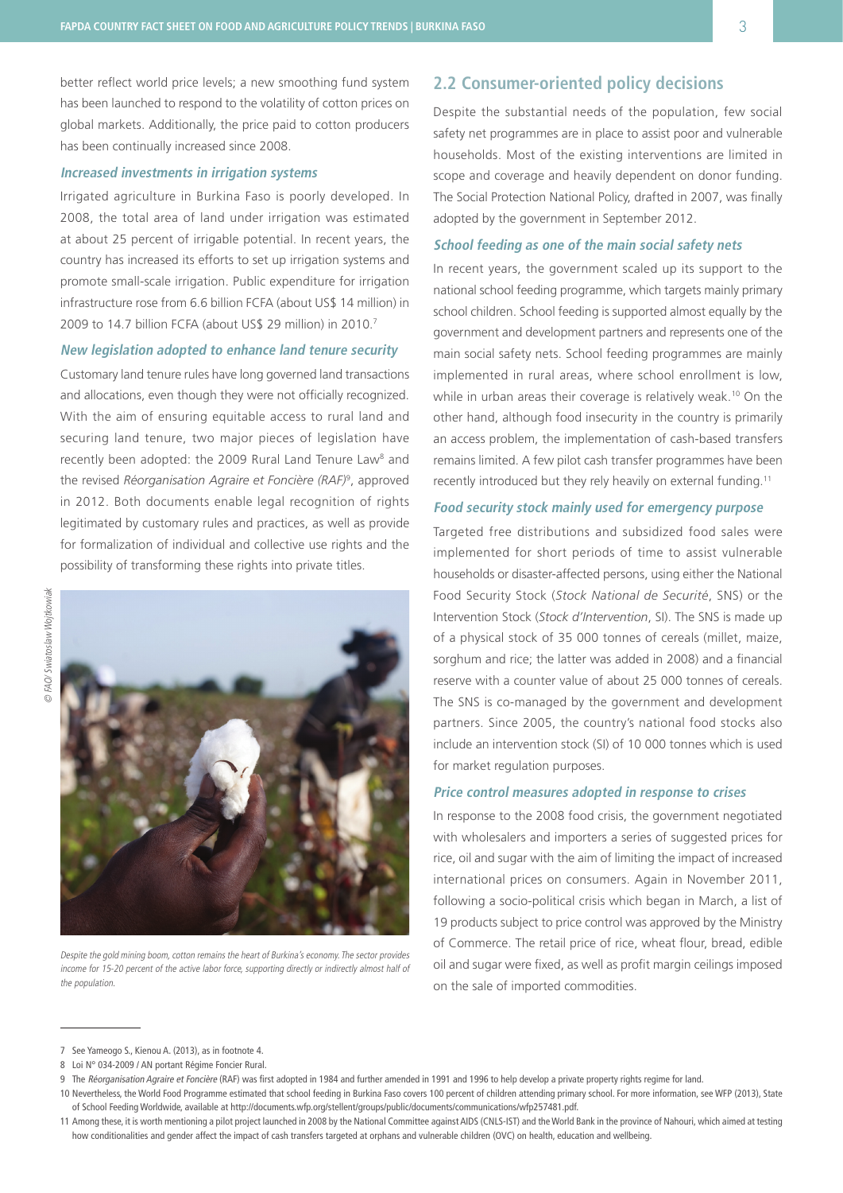better reflect world price levels; a new smoothing fund system has been launched to respond to the volatility of cotton prices on global markets. Additionally, the price paid to cotton producers has been continually increased since 2008.

### *Increased investments in irrigation systems*

Irrigated agriculture in Burkina Faso is poorly developed. In 2008, the total area of land under irrigation was estimated at about 25 percent of irrigable potential. In recent years, the country has increased its efforts to set up irrigation systems and promote small-scale irrigation. Public expenditure for irrigation infrastructure rose from 6.6 billion FCFA (about US$ 14 million) in 2009 to 14.7 billion FCFA (about US$ 29 million) in 2010.[7]

### *New legislation adopted to enhance land tenure security*

Customary land tenure rules have long governed land transactions and allocations, even though they were not officially recognized. With the aim of ensuring equitable access to rural land and securing land tenure, two major pieces of legislation have recently been adopted: the 2009 Rural Land Tenure Law[8] and the revised *Réorganisation Agraire et Foncière (RAF)*[9], approved in 2012. Both documents enable legal recognition of rights legitimated by customary rules and practices, as well as provide for formalization of individual and collective use rights and the possibility of transforming these rights into private titles.

© FAO/ Swiatoslaw Wojtkowiak

*Despite the gold mining boom, cotton remains the heart of Burkina's economy. The sector provides income for 15-20 percent of the active labor force, supporting directly or indirectly almost half of the population.*

## 2.2 Consumer-oriented policy decisions

Despite the substantial needs of the population, few social safety net programmes are in place to assist poor and vulnerable households. Most of the existing interventions are limited in scope and coverage and heavily dependent on donor funding. The Social Protection National Policy, drafted in 2007, was finally adopted by the government in September 2012.

### *School feeding as one of the main social safety nets*

In recent years, the government scaled up its support to the national school feeding programme, which targets mainly primary school children. School feeding is supported almost equally by the government and development partners and represents one of the main social safety nets. School feeding programmes are mainly implemented in rural areas, where school enrollment is low, while in urban areas their coverage is relatively weak.[10] On the other hand, although food insecurity in the country is primarily an access problem, the implementation of cash-based transfers remains limited. A few pilot cash transfer programmes have been recently introduced but they rely heavily on external funding.[11]

### *Food security stock mainly used for emergency purpose*

Targeted free distributions and subsidized food sales were implemented for short periods of time to assist vulnerable households or disaster-affected persons, using either the National Food Security Stock (*Stock National de Securité*, SNS) or the Intervention Stock (*Stock d'Intervention*, SI). The SNS is made up of a physical stock of 35 000 tonnes of cereals (millet, maize, sorghum and rice; the latter was added in 2008) and a financial reserve with a counter value of about 25 000 tonnes of cereals. The SNS is co-managed by the government and development partners. Since 2005, the country's national food stocks also include an intervention stock (SI) of 10 000 tonnes which is used for market regulation purposes.

### *Price control measures adopted in response to crises*

In response to the 2008 food crisis, the government negotiated with wholesalers and importers a series of suggested prices for rice, oil and sugar with the aim of limiting the impact of increased international prices on consumers. Again in November 2011, following a socio-political crisis which began in March, a list of 19 products subject to price control was approved by the Ministry of Commerce. The retail price of rice, wheat flour, bread, edible oil and sugar were fixed, as well as profit margin ceilings imposed on the sale of imported commodities.

---

7 See Yameogo S., Kienou A. (2013), as in footnote 4.

8 Loi N° 034-2009 / AN portant Régime Foncier Rural.

9 The *Réorganisation Agraire et Foncière* (RAF) was first adopted in 1984 and further amended in 1991 and 1996 to help develop a private property rights regime for land.

10 Nevertheless, the World Food Programme estimated that school feeding in Burkina Faso covers 100 percent of children attending primary school. For more information, see WFP (2013), State of School Feeding Worldwide, available at http://documents.wfp.org/stellent/groups/public/documents/communications/wfp257481.pdf.

11 Among these, it is worth mentioning a pilot project launched in 2008 by the National Committee against AIDS (CNLS-IST) and the World Bank in the province of Nahouri, which aimed at testing how conditionalities and gender affect the impact of cash transfers targeted at orphans and vulnerable children (OVC) on health, education and wellbeing.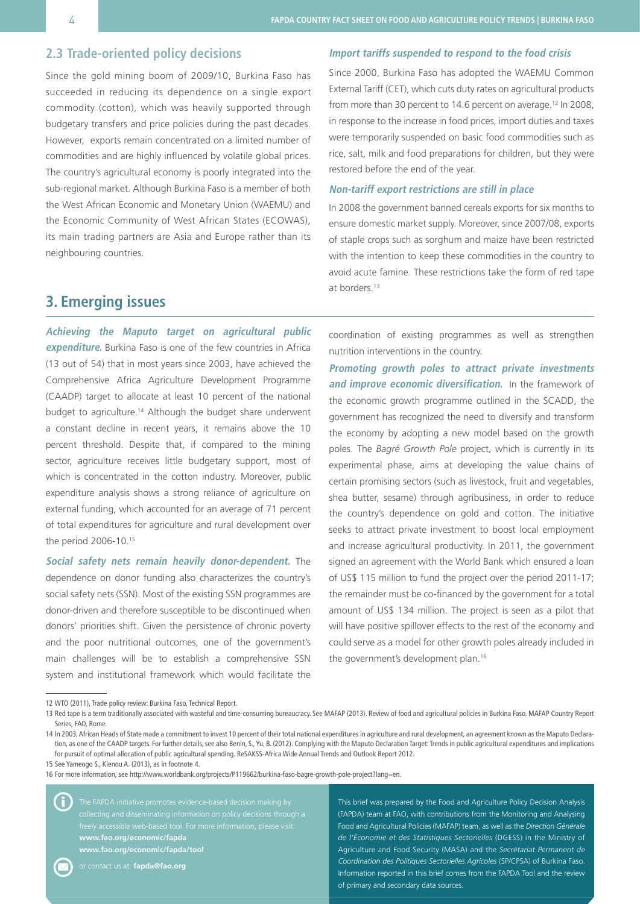## 2.3 Trade-oriented policy decisions

Since the gold mining boom of 2009/10, Burkina Faso has succeeded in reducing its dependence on a single export commodity (cotton), which was heavily supported through budgetary transfers and price policies during the past decades. However, exports remain concentrated on a limited number of commodities and are highly influenced by volatile global prices. The country's agricultural economy is poorly integrated into the sub-regional market. Although Burkina Faso is a member of both the West African Economic and Monetary Union (WAEMU) and the Economic Community of West African States (ECOWAS), its main trading partners are Asia and Europe rather than its neighbouring countries.

### *Import tariffs suspended to respond to the food crisis*

Since 2000, Burkina Faso has adopted the WAEMU Common External Tariff (CET), which cuts duty rates on agricultural products from more than 30 percent to 14.6 percent on average.[12] In 2008, in response to the increase in food prices, import duties and taxes were temporarily suspended on basic food commodities such as rice, salt, milk and food preparations for children, but they were restored before the end of the year.

### *Non-tariff export restrictions are still in place*

In 2008 the government banned cereals exports for six months to ensure domestic market supply. Moreover, since 2007/08, exports of staple crops such as sorghum and maize have been restricted with the intention to keep these commodities in the country to avoid acute famine. These restrictions take the form of red tape at borders.[13]

# 3. Emerging issues

***Achieving the Maputo target on agricultural public expenditure.*** Burkina Faso is one of the few countries in Africa (13 out of 54) that in most years since 2003, have achieved the Comprehensive Africa Agriculture Development Programme (CAADP) target to allocate at least 10 percent of the national budget to agriculture.[14] Although the budget share underwent a constant decline in recent years, it remains above the 10 percent threshold. Despite that, if compared to the mining sector, agriculture receives little budgetary support, most of which is concentrated in the cotton industry. Moreover, public expenditure analysis shows a strong reliance of agriculture on external funding, which accounted for an average of 71 percent of total expenditures for agriculture and rural development over the period 2006-10.[15]

***Social safety nets remain heavily donor-dependent.*** The dependence on donor funding also characterizes the country's social safety nets (SSN). Most of the existing SSN programmes are donor-driven and therefore susceptible to be discontinued when donors' priorities shift. Given the persistence of chronic poverty and the poor nutritional outcomes, one of the government's main challenges will be to establish a comprehensive SSN system and institutional framework which would facilitate the coordination of existing programmes as well as strengthen nutrition interventions in the country.

***Promoting growth poles to attract private investments and improve economic diversification.*** In the framework of the economic growth programme outlined in the SCADD, the government has recognized the need to diversify and transform the economy by adopting a new model based on the growth poles. The *Bagré Growth Pole* project, which is currently in its experimental phase, aims at developing the value chains of certain promising sectors (such as livestock, fruit and vegetables, shea butter, sesame) through agribusiness, in order to reduce the country's dependence on gold and cotton. The initiative seeks to attract private investment to boost local employment and increase agricultural productivity. In 2011, the government signed an agreement with the World Bank which ensured a loan of US$ 115 million to fund the project over the period 2011-17; the remainder must be co-financed by the government for a total amount of US$ 134 million. The project is seen as a pilot that will have positive spillover effects to the rest of the economy and could serve as a model for other growth poles already included in the government's development plan.[16]

---

12 WTO (2011), Trade policy review: Burkina Faso, Technical Report.

13 Red tape is a term traditionally associated with wasteful and time-consuming bureaucracy. See MAFAP (2013). Review of food and agricultural policies in Burkina Faso. MAFAP Country Report Series, FAO, Rome.

14 In 2003, African Heads of State made a commitment to invest 10 percent of their total national expenditures in agriculture and rural development, an agreement known as the Maputo Declaration, as one of the CAADP targets. For further details, see also Benin, S., Yu, B. (2012). Complying with the Maputo Declaration Target: Trends in public agricultural expenditures and implications for pursuit of optimal allocation of public agricultural spending. ReSAKSS-Africa Wide Annual Trends and Outlook Report 2012.

15 See Yameogo S., Kienou A. (2013), as in footnote 4.

16 For more information, see http://www.worldbank.org/projects/P119662/burkina-faso-bagre-growth-pole-project?lang=en.

The FAPDA initiative promotes evidence-based decision making by collecting and disseminating information on policy decisions through a freely accessible web-based tool. For more information, please visit:
**www.fao.org/economic/fapda**
**www.fao.org/economic/fapda/tool**

or contact us at: **fapda@fao.org**

This brief was prepared by the Food and Agriculture Policy Decision Analysis (FAPDA) team at FAO, with contributions from the Monitoring and Analysing Food and Agricultural Policies (MAFAP) team, as well as the *Direction Générale de l'Économie et des Statistiques Sectorielles* (DGESS) in the Ministry of Agriculture and Food Security (MASA) and the *Secrétariat Permanent de Coordination des Politiques Sectorielles Agricoles* (SP/CPSA) of Burkina Faso. Information reported in this brief comes from the FAPDA Tool and the review of primary and secondary data sources.